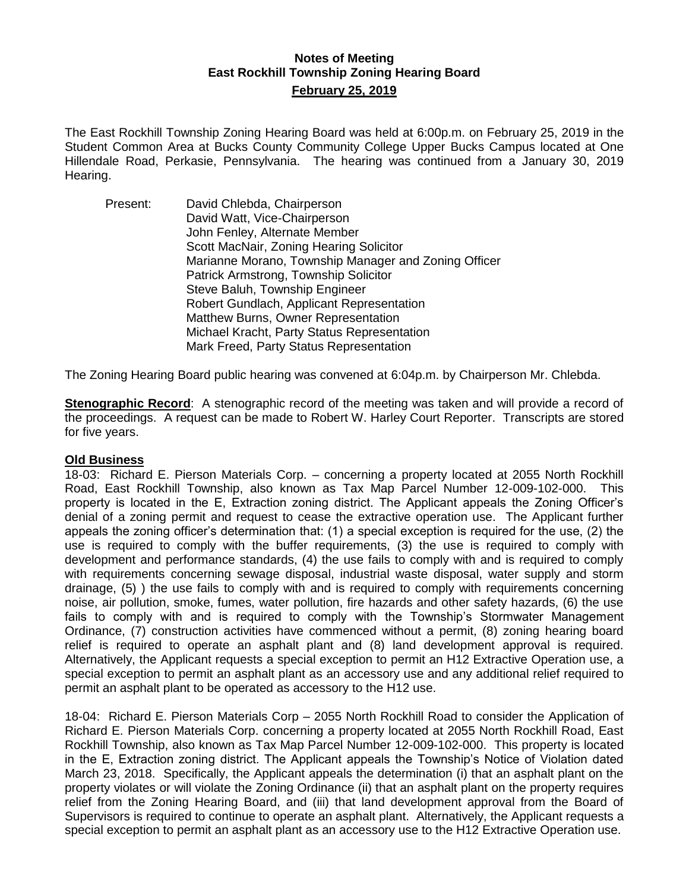# Notes of Meeting
## East Rockhill Township Zoning Hearing Board
## February 25, 2019

The East Rockhill Township Zoning Hearing Board was held at 6:00p.m. on February 25, 2019 in the Student Common Area at Bucks County Community College Upper Bucks Campus located at One Hillendale Road, Perkasie, Pennsylvania. The hearing was continued from a January 30, 2019 Hearing.

Present: David Chlebda, Chairperson
David Watt, Vice-Chairperson
John Fenley, Alternate Member
Scott MacNair, Zoning Hearing Solicitor
Marianne Morano, Township Manager and Zoning Officer
Patrick Armstrong, Township Solicitor
Steve Baluh, Township Engineer
Robert Gundlach, Applicant Representation
Matthew Burns, Owner Representation
Michael Kracht, Party Status Representation
Mark Freed, Party Status Representation

The Zoning Hearing Board public hearing was convened at 6:04p.m. by Chairperson Mr. Chlebda.

**Stenographic Record**: A stenographic record of the meeting was taken and will provide a record of the proceedings. A request can be made to Robert W. Harley Court Reporter. Transcripts are stored for five years.

**Old Business**

18-03: Richard E. Pierson Materials Corp. – concerning a property located at 2055 North Rockhill Road, East Rockhill Township, also known as Tax Map Parcel Number 12-009-102-000. This property is located in the E, Extraction zoning district. The Applicant appeals the Zoning Officer's denial of a zoning permit and request to cease the extractive operation use. The Applicant further appeals the zoning officer's determination that: (1) a special exception is required for the use, (2) the use is required to comply with the buffer requirements, (3) the use is required to comply with development and performance standards, (4) the use fails to comply with and is required to comply with requirements concerning sewage disposal, industrial waste disposal, water supply and storm drainage, (5) ) the use fails to comply with and is required to comply with requirements concerning noise, air pollution, smoke, fumes, water pollution, fire hazards and other safety hazards, (6) the use fails to comply with and is required to comply with the Township's Stormwater Management Ordinance, (7) construction activities have commenced without a permit, (8) zoning hearing board relief is required to operate an asphalt plant and (8) land development approval is required. Alternatively, the Applicant requests a special exception to permit an H12 Extractive Operation use, a special exception to permit an asphalt plant as an accessory use and any additional relief required to permit an asphalt plant to be operated as accessory to the H12 use.

18-04: Richard E. Pierson Materials Corp – 2055 North Rockhill Road to consider the Application of Richard E. Pierson Materials Corp. concerning a property located at 2055 North Rockhill Road, East Rockhill Township, also known as Tax Map Parcel Number 12-009-102-000. This property is located in the E, Extraction zoning district. The Applicant appeals the Township's Notice of Violation dated March 23, 2018. Specifically, the Applicant appeals the determination (i) that an asphalt plant on the property violates or will violate the Zoning Ordinance (ii) that an asphalt plant on the property requires relief from the Zoning Hearing Board, and (iii) that land development approval from the Board of Supervisors is required to continue to operate an asphalt plant. Alternatively, the Applicant requests a special exception to permit an asphalt plant as an accessory use to the H12 Extractive Operation use.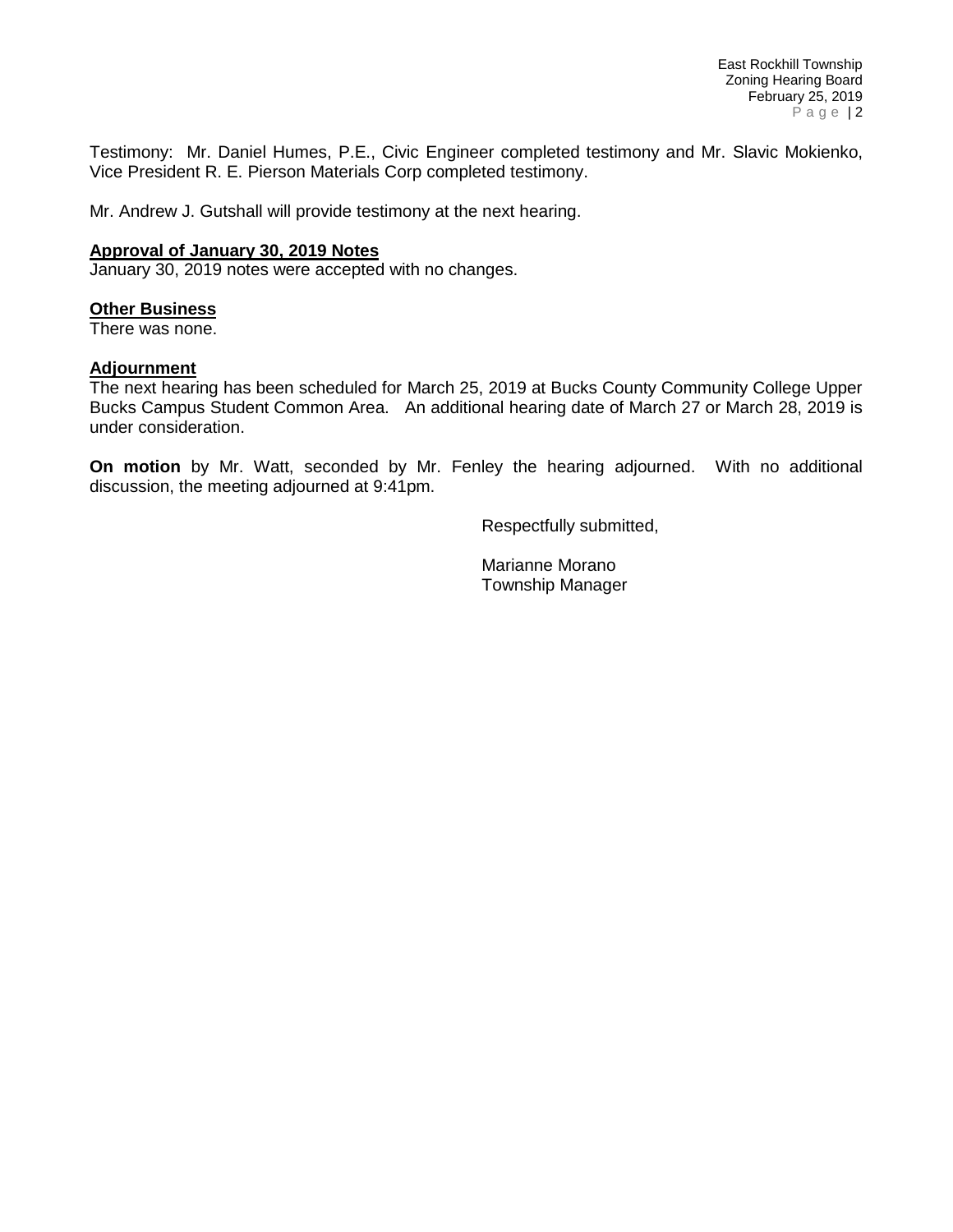Testimony: Mr. Daniel Humes, P.E., Civic Engineer completed testimony and Mr. Slavic Mokienko, Vice President R. E. Pierson Materials Corp completed testimony.

Mr. Andrew J. Gutshall will provide testimony at the next hearing.

**Approval of January 30, 2019 Notes**

January 30, 2019 notes were accepted with no changes.

**Other Business**

There was none.

**Adjournment**

The next hearing has been scheduled for March 25, 2019 at Bucks County Community College Upper Bucks Campus Student Common Area. An additional hearing date of March 27 or March 28, 2019 is under consideration.

**On motion** by Mr. Watt, seconded by Mr. Fenley the hearing adjourned. With no additional discussion, the meeting adjourned at 9:41pm.

Respectfully submitted,

Marianne Morano
Township Manager